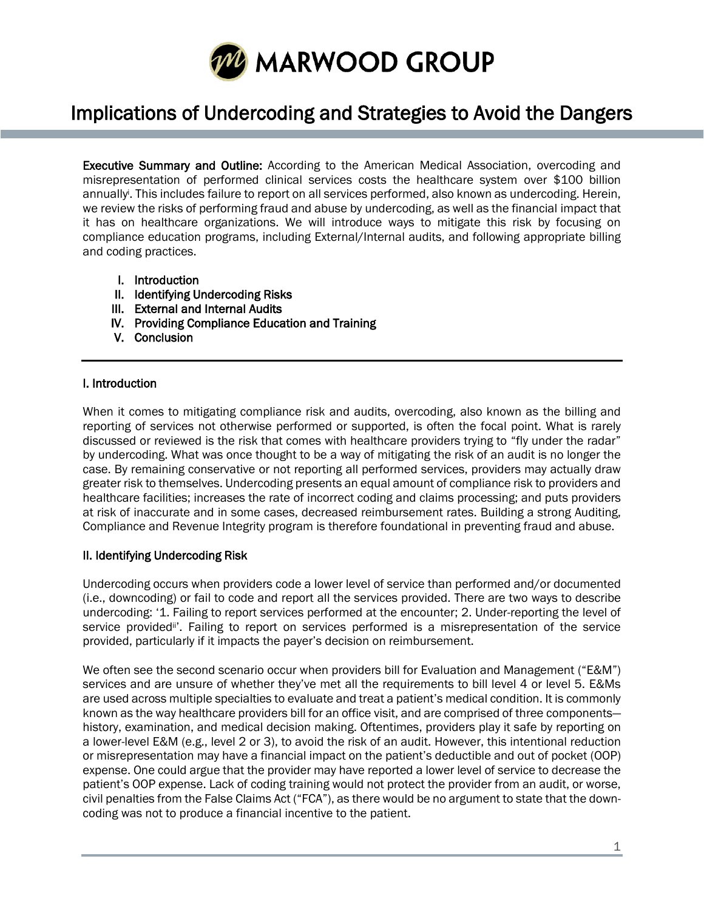MARWOOD GROUP

# Implications of Undercoding and Strategies to Avoid the Dangers

**Executive Summary and Outline:** According to the American Medical Association, overcoding and misrepresentation of performed clinical services costs the healthcare system over $100 billion annually[i]. This includes failure to report on all services performed, also known as undercoding. Herein, we review the risks of performing fraud and abuse by undercoding, as well as the financial impact that it has on healthcare organizations. We will introduce ways to mitigate this risk by focusing on compliance education programs, including External/Internal audits, and following appropriate billing and coding practices.

I. Introduction
II. Identifying Undercoding Risks
III. External and Internal Audits
IV. Providing Compliance Education and Training
V. Conclusion

---

## I. Introduction

When it comes to mitigating compliance risk and audits, overcoding, also known as the billing and reporting of services not otherwise performed or supported, is often the focal point. What is rarely discussed or reviewed is the risk that comes with healthcare providers trying to "fly under the radar" by undercoding. What was once thought to be a way of mitigating the risk of an audit is no longer the case. By remaining conservative or not reporting all performed services, providers may actually draw greater risk to themselves. Undercoding presents an equal amount of compliance risk to providers and healthcare facilities; increases the rate of incorrect coding and claims processing; and puts providers at risk of inaccurate and in some cases, decreased reimbursement rates. Building a strong Auditing, Compliance and Revenue Integrity program is therefore foundational in preventing fraud and abuse.

## II. Identifying Undercoding Risk

Undercoding occurs when providers code a lower level of service than performed and/or documented (i.e., downcoding) or fail to code and report all the services provided. There are two ways to describe undercoding: '1. Failing to report services performed at the encounter; 2. Under-reporting the level of service provided[ii]'. Failing to report on services performed is a misrepresentation of the service provided, particularly if it impacts the payer's decision on reimbursement.

We often see the second scenario occur when providers bill for Evaluation and Management ("E&M") services and are unsure of whether they've met all the requirements to bill level 4 or level 5. E&Ms are used across multiple specialties to evaluate and treat a patient's medical condition. It is commonly known as the way healthcare providers bill for an office visit, and are comprised of three components—history, examination, and medical decision making. Oftentimes, providers play it safe by reporting on a lower-level E&M (e.g., level 2 or 3), to avoid the risk of an audit. However, this intentional reduction or misrepresentation may have a financial impact on the patient's deductible and out of pocket (OOP) expense. One could argue that the provider may have reported a lower level of service to decrease the patient's OOP expense. Lack of coding training would not protect the provider from an audit, or worse, civil penalties from the False Claims Act ("FCA"), as there would be no argument to state that the down-coding was not to produce a financial incentive to the patient.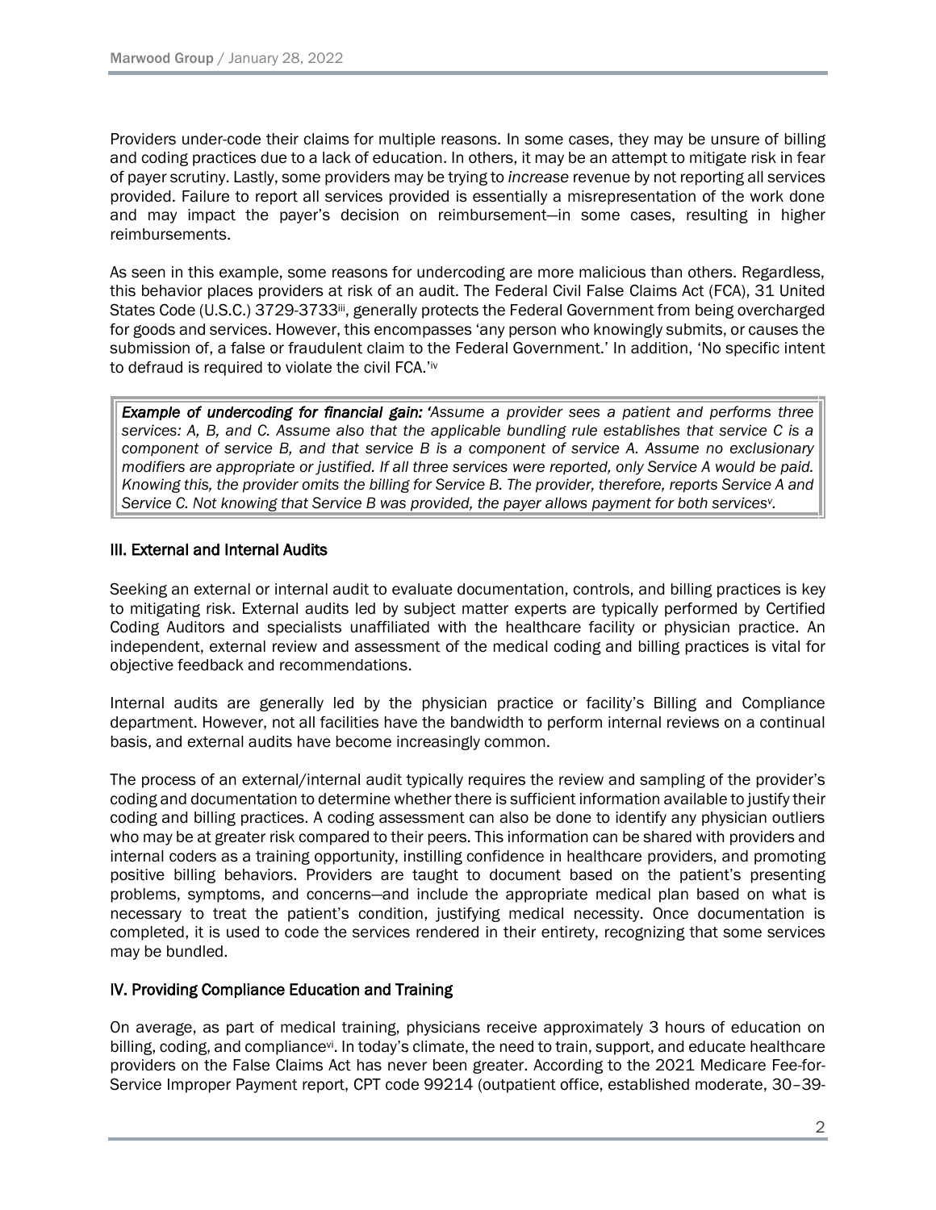Providers under-code their claims for multiple reasons. In some cases, they may be unsure of billing and coding practices due to a lack of education. In others, it may be an attempt to mitigate risk in fear of payer scrutiny. Lastly, some providers may be trying to *increase* revenue by not reporting all services provided. Failure to report all services provided is essentially a misrepresentation of the work done and may impact the payer's decision on reimbursement—in some cases, resulting in higher reimbursements.

As seen in this example, some reasons for undercoding are more malicious than others. Regardless, this behavior places providers at risk of an audit. The Federal Civil False Claims Act (FCA), 31 United States Code (U.S.C.) 3729-3733[iii], generally protects the Federal Government from being overcharged for goods and services. However, this encompasses 'any person who knowingly submits, or causes the submission of, a false or fraudulent claim to the Federal Government.' In addition, 'No specific intent to defraud is required to violate the civil FCA.'[iv]

> ***Example of undercoding for financial gain:*** *'Assume a provider sees a patient and performs three services: A, B, and C. Assume also that the applicable bundling rule establishes that service C is a component of service B, and that service B is a component of service A. Assume no exclusionary modifiers are appropriate or justified. If all three services were reported, only Service A would be paid. Knowing this, the provider omits the billing for Service B. The provider, therefore, reports Service A and Service C. Not knowing that Service B was provided, the payer allows payment for both services[v].*

## III. External and Internal Audits

Seeking an external or internal audit to evaluate documentation, controls, and billing practices is key to mitigating risk. External audits led by subject matter experts are typically performed by Certified Coding Auditors and specialists unaffiliated with the healthcare facility or physician practice. An independent, external review and assessment of the medical coding and billing practices is vital for objective feedback and recommendations.

Internal audits are generally led by the physician practice or facility's Billing and Compliance department. However, not all facilities have the bandwidth to perform internal reviews on a continual basis, and external audits have become increasingly common.

The process of an external/internal audit typically requires the review and sampling of the provider's coding and documentation to determine whether there is sufficient information available to justify their coding and billing practices. A coding assessment can also be done to identify any physician outliers who may be at greater risk compared to their peers. This information can be shared with providers and internal coders as a training opportunity, instilling confidence in healthcare providers, and promoting positive billing behaviors. Providers are taught to document based on the patient's presenting problems, symptoms, and concerns—and include the appropriate medical plan based on what is necessary to treat the patient's condition, justifying medical necessity. Once documentation is completed, it is used to code the services rendered in their entirety, recognizing that some services may be bundled.

## IV. Providing Compliance Education and Training

On average, as part of medical training, physicians receive approximately 3 hours of education on billing, coding, and compliance[vi]. In today's climate, the need to train, support, and educate healthcare providers on the False Claims Act has never been greater. According to the 2021 Medicare Fee-for-Service Improper Payment report, CPT code 99214 (outpatient office, established moderate, 30–39-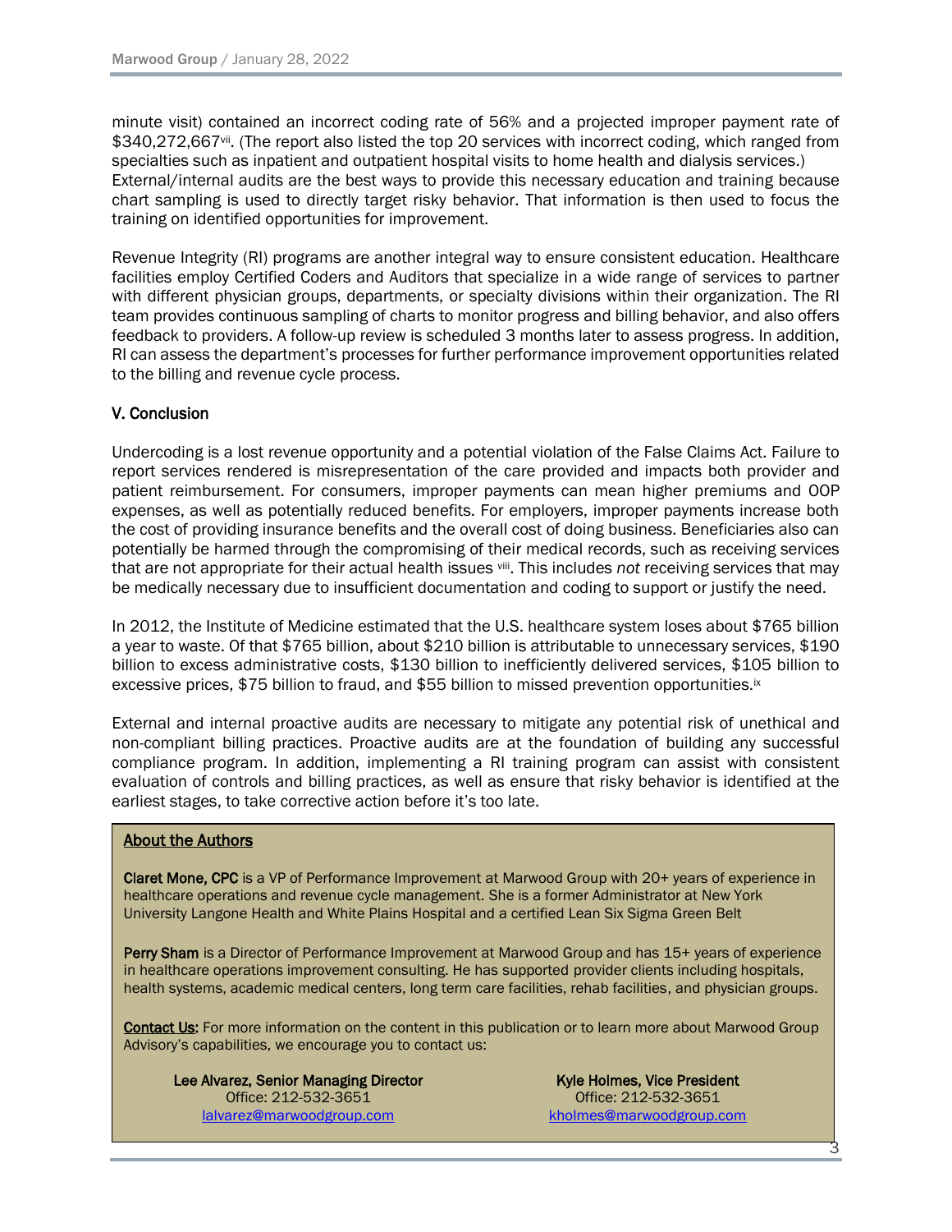minute visit) contained an incorrect coding rate of 56% and a projected improper payment rate of $340,272,667[vii]. (The report also listed the top 20 services with incorrect coding, which ranged from specialties such as inpatient and outpatient hospital visits to home health and dialysis services.) External/internal audits are the best ways to provide this necessary education and training because chart sampling is used to directly target risky behavior. That information is then used to focus the training on identified opportunities for improvement.

Revenue Integrity (RI) programs are another integral way to ensure consistent education. Healthcare facilities employ Certified Coders and Auditors that specialize in a wide range of services to partner with different physician groups, departments, or specialty divisions within their organization. The RI team provides continuous sampling of charts to monitor progress and billing behavior, and also offers feedback to providers. A follow-up review is scheduled 3 months later to assess progress. In addition, RI can assess the department's processes for further performance improvement opportunities related to the billing and revenue cycle process.

## V. Conclusion

Undercoding is a lost revenue opportunity and a potential violation of the False Claims Act. Failure to report services rendered is misrepresentation of the care provided and impacts both provider and patient reimbursement. For consumers, improper payments can mean higher premiums and OOP expenses, as well as potentially reduced benefits. For employers, improper payments increase both the cost of providing insurance benefits and the overall cost of doing business. Beneficiaries also can potentially be harmed through the compromising of their medical records, such as receiving services that are not appropriate for their actual health issues [viii]. This includes *not* receiving services that may be medically necessary due to insufficient documentation and coding to support or justify the need.

In 2012, the Institute of Medicine estimated that the U.S. healthcare system loses about $765 billion a year to waste. Of that $765 billion, about $210 billion is attributable to unnecessary services, $190 billion to excess administrative costs, $130 billion to inefficiently delivered services, $105 billion to excessive prices, $75 billion to fraud, and $55 billion to missed prevention opportunities.[ix]

External and internal proactive audits are necessary to mitigate any potential risk of unethical and non-compliant billing practices. Proactive audits are at the foundation of building any successful compliance program. In addition, implementing a RI training program can assist with consistent evaluation of controls and billing practices, as well as ensure that risky behavior is identified at the earliest stages, to take corrective action before it's too late.

**About the Authors**

**Claret Mone, CPC** is a VP of Performance Improvement at Marwood Group with 20+ years of experience in healthcare operations and revenue cycle management. She is a former Administrator at New York University Langone Health and White Plains Hospital and a certified Lean Six Sigma Green Belt

**Perry Sham** is a Director of Performance Improvement at Marwood Group and has 15+ years of experience in healthcare operations improvement consulting. He has supported provider clients including hospitals, health systems, academic medical centers, long term care facilities, rehab facilities, and physician groups.

**Contact Us:** For more information on the content in this publication or to learn more about Marwood Group Advisory's capabilities, we encourage you to contact us:

**Lee Alvarez, Senior Managing Director**
Office: 212-532-3651
lalvarez@marwoodgroup.com

**Kyle Holmes, Vice President**
Office: 212-532-3651
kholmes@marwoodgroup.com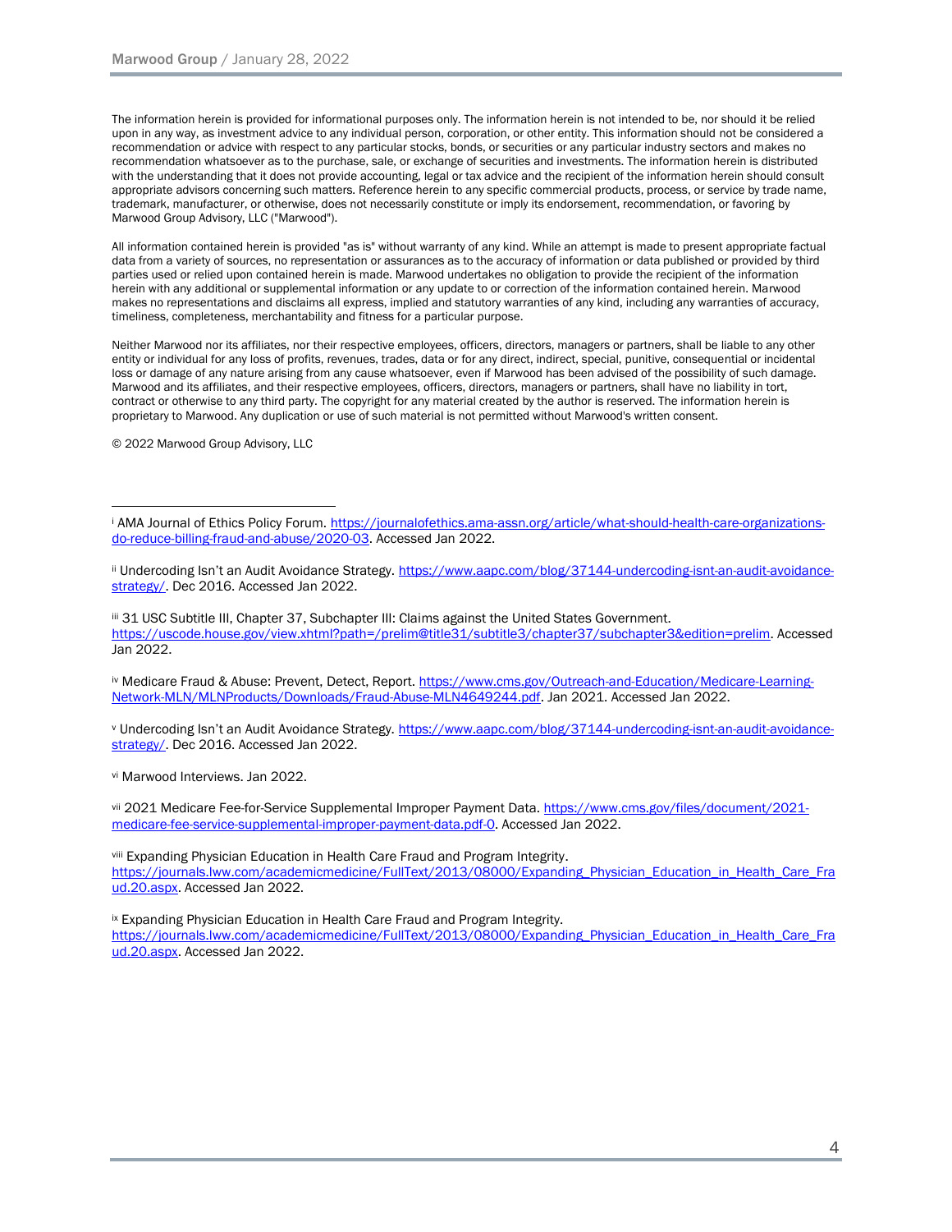The information herein is provided for informational purposes only. The information herein is not intended to be, nor should it be relied upon in any way, as investment advice to any individual person, corporation, or other entity. This information should not be considered a recommendation or advice with respect to any particular stocks, bonds, or securities or any particular industry sectors and makes no recommendation whatsoever as to the purchase, sale, or exchange of securities and investments. The information herein is distributed with the understanding that it does not provide accounting, legal or tax advice and the recipient of the information herein should consult appropriate advisors concerning such matters. Reference herein to any specific commercial products, process, or service by trade name, trademark, manufacturer, or otherwise, does not necessarily constitute or imply its endorsement, recommendation, or favoring by Marwood Group Advisory, LLC ("Marwood").

All information contained herein is provided "as is" without warranty of any kind. While an attempt is made to present appropriate factual data from a variety of sources, no representation or assurances as to the accuracy of information or data published or provided by third parties used or relied upon contained herein is made. Marwood undertakes no obligation to provide the recipient of the information herein with any additional or supplemental information or any update to or correction of the information contained herein. Marwood makes no representations and disclaims all express, implied and statutory warranties of any kind, including any warranties of accuracy, timeliness, completeness, merchantability and fitness for a particular purpose.

Neither Marwood nor its affiliates, nor their respective employees, officers, directors, managers or partners, shall be liable to any other entity or individual for any loss of profits, revenues, trades, data or for any direct, indirect, special, punitive, consequential or incidental loss or damage of any nature arising from any cause whatsoever, even if Marwood has been advised of the possibility of such damage. Marwood and its affiliates, and their respective employees, officers, directors, managers or partners, shall have no liability in tort, contract or otherwise to any third party. The copyright for any material created by the author is reserved. The information herein is proprietary to Marwood. Any duplication or use of such material is not permitted without Marwood's written consent.

© 2022 Marwood Group Advisory, LLC

---

[i] AMA Journal of Ethics Policy Forum. https://journalofethics.ama-assn.org/article/what-should-health-care-organizations-do-reduce-billing-fraud-and-abuse/2020-03. Accessed Jan 2022.

[ii] Undercoding Isn't an Audit Avoidance Strategy. https://www.aapc.com/blog/37144-undercoding-isnt-an-audit-avoidance-strategy/. Dec 2016. Accessed Jan 2022.

[iii] 31 USC Subtitle III, Chapter 37, Subchapter III: Claims against the United States Government. https://uscode.house.gov/view.xhtml?path=/prelim@title31/subtitle3/chapter37/subchapter3&edition=prelim. Accessed Jan 2022.

[iv] Medicare Fraud & Abuse: Prevent, Detect, Report. https://www.cms.gov/Outreach-and-Education/Medicare-Learning-Network-MLN/MLNProducts/Downloads/Fraud-Abuse-MLN4649244.pdf. Jan 2021. Accessed Jan 2022.

[v] Undercoding Isn't an Audit Avoidance Strategy. https://www.aapc.com/blog/37144-undercoding-isnt-an-audit-avoidance-strategy/. Dec 2016. Accessed Jan 2022.

[vi] Marwood Interviews. Jan 2022.

[vii] 2021 Medicare Fee-for-Service Supplemental Improper Payment Data. https://www.cms.gov/files/document/2021-medicare-fee-service-supplemental-improper-payment-data.pdf-0. Accessed Jan 2022.

[viii] Expanding Physician Education in Health Care Fraud and Program Integrity. https://journals.lww.com/academicmedicine/FullText/2013/08000/Expanding_Physician_Education_in_Health_Care_Fraud.20.aspx. Accessed Jan 2022.

[ix] Expanding Physician Education in Health Care Fraud and Program Integrity. https://journals.lww.com/academicmedicine/FullText/2013/08000/Expanding_Physician_Education_in_Health_Care_Fraud.20.aspx. Accessed Jan 2022.